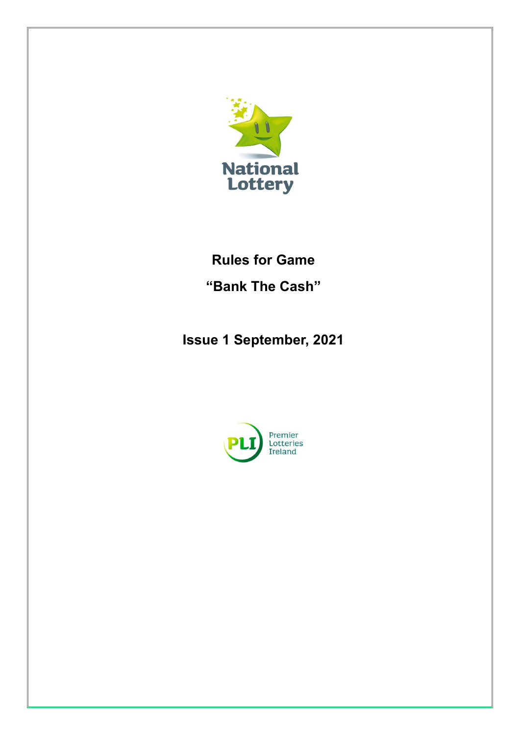# Rules for Game

# "Bank The Cash"

## Issue 1 September, 2021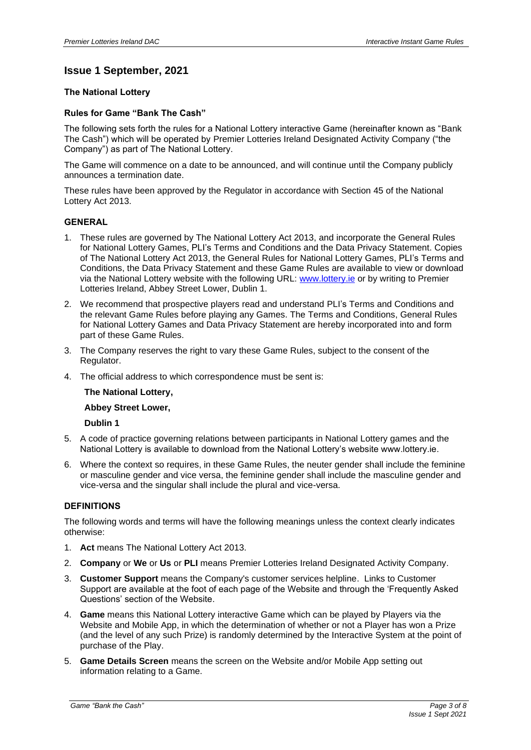## Issue 1 September, 2021

**The National Lottery**

**Rules for Game "Bank The Cash"**

The following sets forth the rules for a National Lottery interactive Game (hereinafter known as "Bank The Cash") which will be operated by Premier Lotteries Ireland Designated Activity Company ("the Company") as part of The National Lottery.

The Game will commence on a date to be announced, and will continue until the Company publicly announces a termination date.

These rules have been approved by the Regulator in accordance with Section 45 of the National Lottery Act 2013.

### GENERAL

1. These rules are governed by The National Lottery Act 2013, and incorporate the General Rules for National Lottery Games, PLI's Terms and Conditions and the Data Privacy Statement. Copies of The National Lottery Act 2013, the General Rules for National Lottery Games, PLI's Terms and Conditions, the Data Privacy Statement and these Game Rules are available to view or download via the National Lottery website with the following URL: www.lottery.ie or by writing to Premier Lotteries Ireland, Abbey Street Lower, Dublin 1.
2. We recommend that prospective players read and understand PLI's Terms and Conditions and the relevant Game Rules before playing any Games. The Terms and Conditions, General Rules for National Lottery Games and Data Privacy Statement are hereby incorporated into and form part of these Game Rules.
3. The Company reserves the right to vary these Game Rules, subject to the consent of the Regulator.
4. The official address to which correspondence must be sent is:

   **The National Lottery,**

   **Abbey Street Lower,**

   **Dublin 1**

5. A code of practice governing relations between participants in National Lottery games and the National Lottery is available to download from the National Lottery's website www.lottery.ie.
6. Where the context so requires, in these Game Rules, the neuter gender shall include the feminine or masculine gender and vice versa, the feminine gender shall include the masculine gender and vice-versa and the singular shall include the plural and vice-versa.

### DEFINITIONS

The following words and terms will have the following meanings unless the context clearly indicates otherwise:

1. **Act** means The National Lottery Act 2013.
2. **Company** or **We** or **Us** or **PLI** means Premier Lotteries Ireland Designated Activity Company.
3. **Customer Support** means the Company's customer services helpline. Links to Customer Support are available at the foot of each page of the Website and through the 'Frequently Asked Questions' section of the Website.
4. **Game** means this National Lottery interactive Game which can be played by Players via the Website and Mobile App, in which the determination of whether or not a Player has won a Prize (and the level of any such Prize) is randomly determined by the Interactive System at the point of purchase of the Play.
5. **Game Details Screen** means the screen on the Website and/or Mobile App setting out information relating to a Game.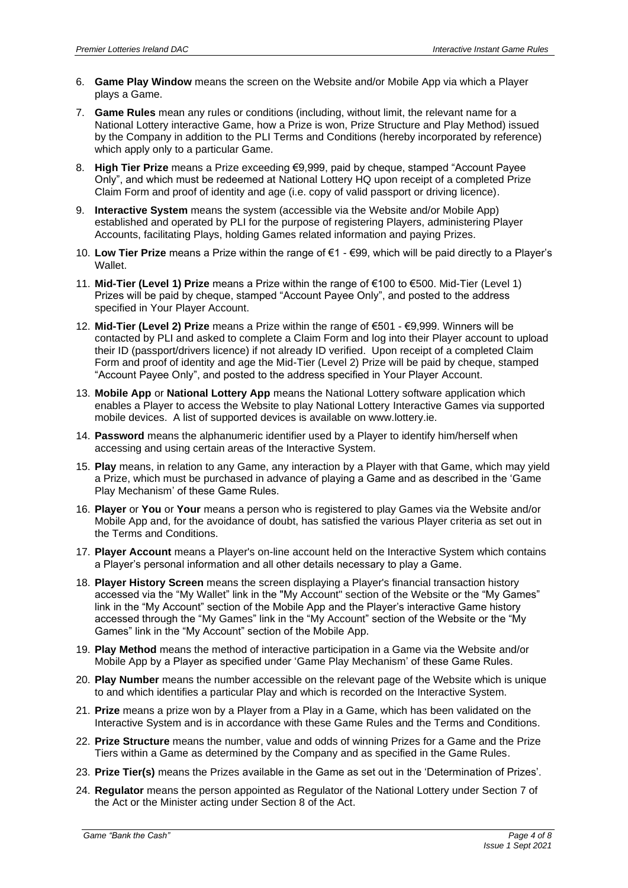6. **Game Play Window** means the screen on the Website and/or Mobile App via which a Player plays a Game.
7. **Game Rules** mean any rules or conditions (including, without limit, the relevant name for a National Lottery interactive Game, how a Prize is won, Prize Structure and Play Method) issued by the Company in addition to the PLI Terms and Conditions (hereby incorporated by reference) which apply only to a particular Game.
8. **High Tier Prize** means a Prize exceeding €9,999, paid by cheque, stamped "Account Payee Only", and which must be redeemed at National Lottery HQ upon receipt of a completed Prize Claim Form and proof of identity and age (i.e. copy of valid passport or driving licence).
9. **Interactive System** means the system (accessible via the Website and/or Mobile App) established and operated by PLI for the purpose of registering Players, administering Player Accounts, facilitating Plays, holding Games related information and paying Prizes.
10. **Low Tier Prize** means a Prize within the range of €1 - €99, which will be paid directly to a Player's Wallet.
11. **Mid-Tier (Level 1) Prize** means a Prize within the range of €100 to €500. Mid-Tier (Level 1) Prizes will be paid by cheque, stamped "Account Payee Only", and posted to the address specified in Your Player Account.
12. **Mid-Tier (Level 2) Prize** means a Prize within the range of €501 - €9,999. Winners will be contacted by PLI and asked to complete a Claim Form and log into their Player account to upload their ID (passport/drivers licence) if not already ID verified. Upon receipt of a completed Claim Form and proof of identity and age the Mid-Tier (Level 2) Prize will be paid by cheque, stamped "Account Payee Only", and posted to the address specified in Your Player Account.
13. **Mobile App** or **National Lottery App** means the National Lottery software application which enables a Player to access the Website to play National Lottery Interactive Games via supported mobile devices. A list of supported devices is available on www.lottery.ie.
14. **Password** means the alphanumeric identifier used by a Player to identify him/herself when accessing and using certain areas of the Interactive System.
15. **Play** means, in relation to any Game, any interaction by a Player with that Game, which may yield a Prize, which must be purchased in advance of playing a Game and as described in the 'Game Play Mechanism' of these Game Rules.
16. **Player** or **You** or **Your** means a person who is registered to play Games via the Website and/or Mobile App and, for the avoidance of doubt, has satisfied the various Player criteria as set out in the Terms and Conditions.
17. **Player Account** means a Player's on-line account held on the Interactive System which contains a Player's personal information and all other details necessary to play a Game.
18. **Player History Screen** means the screen displaying a Player's financial transaction history accessed via the "My Wallet" link in the "My Account" section of the Website or the "My Games" link in the "My Account" section of the Mobile App and the Player's interactive Game history accessed through the "My Games" link in the "My Account" section of the Website or the "My Games" link in the "My Account" section of the Mobile App.
19. **Play Method** means the method of interactive participation in a Game via the Website and/or Mobile App by a Player as specified under 'Game Play Mechanism' of these Game Rules.
20. **Play Number** means the number accessible on the relevant page of the Website which is unique to and which identifies a particular Play and which is recorded on the Interactive System.
21. **Prize** means a prize won by a Player from a Play in a Game, which has been validated on the Interactive System and is in accordance with these Game Rules and the Terms and Conditions.
22. **Prize Structure** means the number, value and odds of winning Prizes for a Game and the Prize Tiers within a Game as determined by the Company and as specified in the Game Rules.
23. **Prize Tier(s)** means the Prizes available in the Game as set out in the 'Determination of Prizes'.
24. **Regulator** means the person appointed as Regulator of the National Lottery under Section 7 of the Act or the Minister acting under Section 8 of the Act.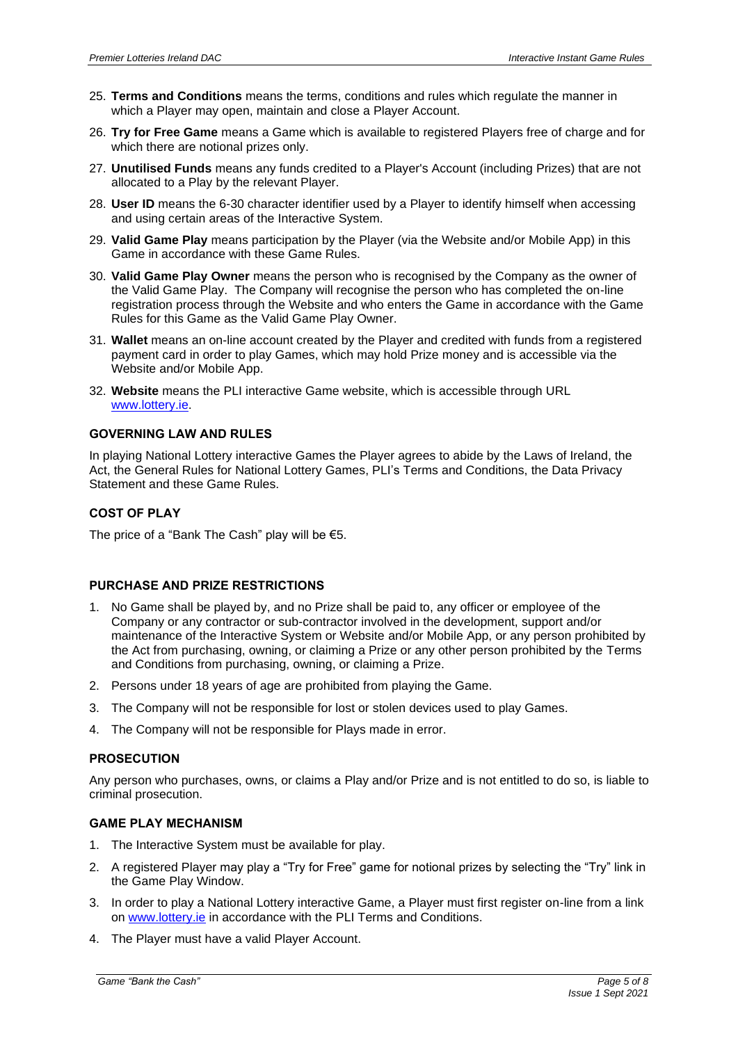25. **Terms and Conditions** means the terms, conditions and rules which regulate the manner in which a Player may open, maintain and close a Player Account.
26. **Try for Free Game** means a Game which is available to registered Players free of charge and for which there are notional prizes only.
27. **Unutilised Funds** means any funds credited to a Player's Account (including Prizes) that are not allocated to a Play by the relevant Player.
28. **User ID** means the 6-30 character identifier used by a Player to identify himself when accessing and using certain areas of the Interactive System.
29. **Valid Game Play** means participation by the Player (via the Website and/or Mobile App) in this Game in accordance with these Game Rules.
30. **Valid Game Play Owner** means the person who is recognised by the Company as the owner of the Valid Game Play. The Company will recognise the person who has completed the on-line registration process through the Website and who enters the Game in accordance with the Game Rules for this Game as the Valid Game Play Owner.
31. **Wallet** means an on-line account created by the Player and credited with funds from a registered payment card in order to play Games, which may hold Prize money and is accessible via the Website and/or Mobile App.
32. **Website** means the PLI interactive Game website, which is accessible through URL www.lottery.ie.

## GOVERNING LAW AND RULES

In playing National Lottery interactive Games the Player agrees to abide by the Laws of Ireland, the Act, the General Rules for National Lottery Games, PLI's Terms and Conditions, the Data Privacy Statement and these Game Rules.

## COST OF PLAY

The price of a "Bank The Cash" play will be €5.

## PURCHASE AND PRIZE RESTRICTIONS

1. No Game shall be played by, and no Prize shall be paid to, any officer or employee of the Company or any contractor or sub-contractor involved in the development, support and/or maintenance of the Interactive System or Website and/or Mobile App, or any person prohibited by the Act from purchasing, owning, or claiming a Prize or any other person prohibited by the Terms and Conditions from purchasing, owning, or claiming a Prize.
2. Persons under 18 years of age are prohibited from playing the Game.
3. The Company will not be responsible for lost or stolen devices used to play Games.
4. The Company will not be responsible for Plays made in error.

## PROSECUTION

Any person who purchases, owns, or claims a Play and/or Prize and is not entitled to do so, is liable to criminal prosecution.

## GAME PLAY MECHANISM

1. The Interactive System must be available for play.
2. A registered Player may play a "Try for Free" game for notional prizes by selecting the "Try" link in the Game Play Window.
3. In order to play a National Lottery interactive Game, a Player must first register on-line from a link on www.lottery.ie in accordance with the PLI Terms and Conditions.
4. The Player must have a valid Player Account.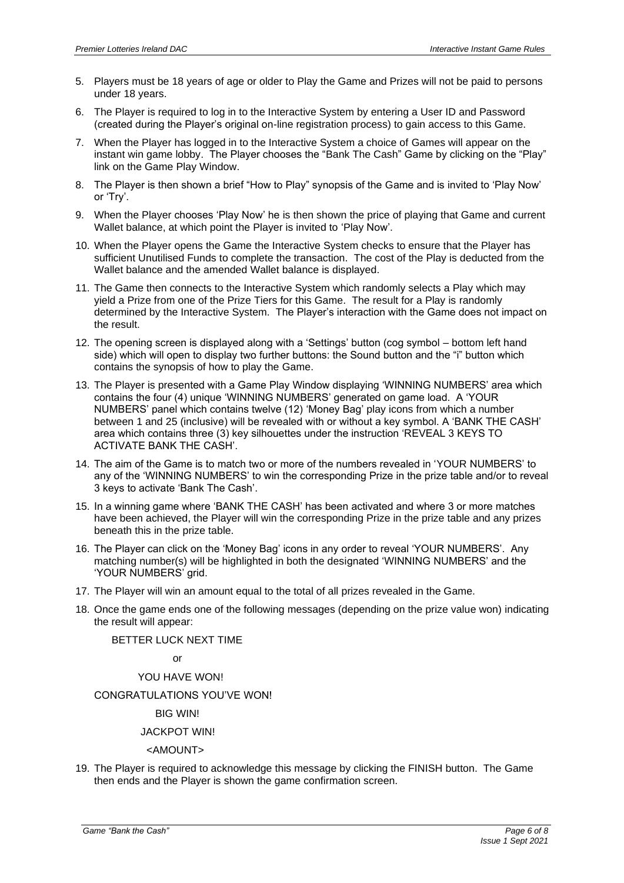5. Players must be 18 years of age or older to Play the Game and Prizes will not be paid to persons under 18 years.

6. The Player is required to log in to the Interactive System by entering a User ID and Password (created during the Player's original on-line registration process) to gain access to this Game.

7. When the Player has logged in to the Interactive System a choice of Games will appear on the instant win game lobby. The Player chooses the "Bank The Cash" Game by clicking on the "Play" link on the Game Play Window.

8. The Player is then shown a brief "How to Play" synopsis of the Game and is invited to 'Play Now' or 'Try'.

9. When the Player chooses 'Play Now' he is then shown the price of playing that Game and current Wallet balance, at which point the Player is invited to 'Play Now'.

10. When the Player opens the Game the Interactive System checks to ensure that the Player has sufficient Unutilised Funds to complete the transaction. The cost of the Play is deducted from the Wallet balance and the amended Wallet balance is displayed.

11. The Game then connects to the Interactive System which randomly selects a Play which may yield a Prize from one of the Prize Tiers for this Game. The result for a Play is randomly determined by the Interactive System. The Player's interaction with the Game does not impact on the result.

12. The opening screen is displayed along with a 'Settings' button (cog symbol – bottom left hand side) which will open to display two further buttons: the Sound button and the "i" button which contains the synopsis of how to play the Game.

13. The Player is presented with a Game Play Window displaying 'WINNING NUMBERS' area which contains the four (4) unique 'WINNING NUMBERS' generated on game load. A 'YOUR NUMBERS' panel which contains twelve (12) 'Money Bag' play icons from which a number between 1 and 25 (inclusive) will be revealed with or without a key symbol. A 'BANK THE CASH' area which contains three (3) key silhouettes under the instruction 'REVEAL 3 KEYS TO ACTIVATE BANK THE CASH'.

14. The aim of the Game is to match two or more of the numbers revealed in 'YOUR NUMBERS' to any of the 'WINNING NUMBERS' to win the corresponding Prize in the prize table and/or to reveal 3 keys to activate 'Bank The Cash'.

15. In a winning game where 'BANK THE CASH' has been activated and where 3 or more matches have been achieved, the Player will win the corresponding Prize in the prize table and any prizes beneath this in the prize table.

16. The Player can click on the 'Money Bag' icons in any order to reveal 'YOUR NUMBERS'. Any matching number(s) will be highlighted in both the designated 'WINNING NUMBERS' and the 'YOUR NUMBERS' grid.

17. The Player will win an amount equal to the total of all prizes revealed in the Game.

18. Once the game ends one of the following messages (depending on the prize value won) indicating the result will appear:

    BETTER LUCK NEXT TIME

    or

    YOU HAVE WON!

    CONGRATULATIONS YOU'VE WON!

    BIG WIN!

    JACKPOT WIN!

    <AMOUNT>

19. The Player is required to acknowledge this message by clicking the FINISH button. The Game then ends and the Player is shown the game confirmation screen.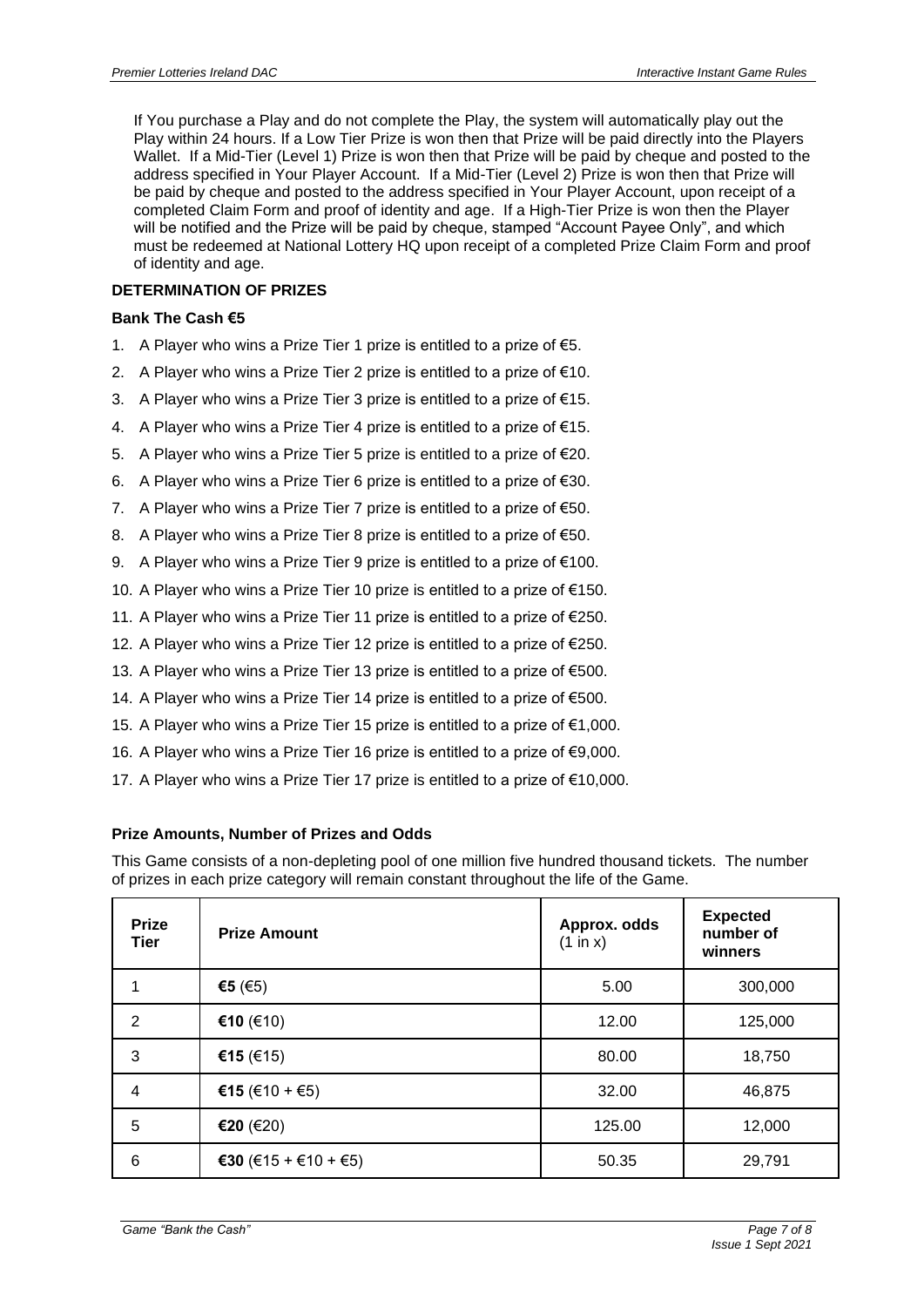If You purchase a Play and do not complete the Play, the system will automatically play out the Play within 24 hours. If a Low Tier Prize is won then that Prize will be paid directly into the Players Wallet. If a Mid-Tier (Level 1) Prize is won then that Prize will be paid by cheque and posted to the address specified in Your Player Account. If a Mid-Tier (Level 2) Prize is won then that Prize will be paid by cheque and posted to the address specified in Your Player Account, upon receipt of a completed Claim Form and proof of identity and age. If a High-Tier Prize is won then the Player will be notified and the Prize will be paid by cheque, stamped "Account Payee Only", and which must be redeemed at National Lottery HQ upon receipt of a completed Prize Claim Form and proof of identity and age.

**DETERMINATION OF PRIZES**

**Bank The Cash €5**

1. A Player who wins a Prize Tier 1 prize is entitled to a prize of €5.
2. A Player who wins a Prize Tier 2 prize is entitled to a prize of €10.
3. A Player who wins a Prize Tier 3 prize is entitled to a prize of €15.
4. A Player who wins a Prize Tier 4 prize is entitled to a prize of €15.
5. A Player who wins a Prize Tier 5 prize is entitled to a prize of €20.
6. A Player who wins a Prize Tier 6 prize is entitled to a prize of €30.
7. A Player who wins a Prize Tier 7 prize is entitled to a prize of €50.
8. A Player who wins a Prize Tier 8 prize is entitled to a prize of €50.
9. A Player who wins a Prize Tier 9 prize is entitled to a prize of €100.
10. A Player who wins a Prize Tier 10 prize is entitled to a prize of €150.
11. A Player who wins a Prize Tier 11 prize is entitled to a prize of €250.
12. A Player who wins a Prize Tier 12 prize is entitled to a prize of €250.
13. A Player who wins a Prize Tier 13 prize is entitled to a prize of €500.
14. A Player who wins a Prize Tier 14 prize is entitled to a prize of €500.
15. A Player who wins a Prize Tier 15 prize is entitled to a prize of €1,000.
16. A Player who wins a Prize Tier 16 prize is entitled to a prize of €9,000.
17. A Player who wins a Prize Tier 17 prize is entitled to a prize of €10,000.

**Prize Amounts, Number of Prizes and Odds**

This Game consists of a non-depleting pool of one million five hundred thousand tickets. The number of prizes in each prize category will remain constant throughout the life of the Game.

| Prize Tier | Prize Amount | Approx. odds (1 in x) | Expected number of winners |
|---|---|---|---|
| 1 | **€5** (€5) | 5.00 | 300,000 |
| 2 | **€10** (€10) | 12.00 | 125,000 |
| 3 | **€15** (€15) | 80.00 | 18,750 |
| 4 | **€15** (€10 + €5) | 32.00 | 46,875 |
| 5 | **€20** (€20) | 125.00 | 12,000 |
| 6 | **€30** (€15 + €10 + €5) | 50.35 | 29,791 |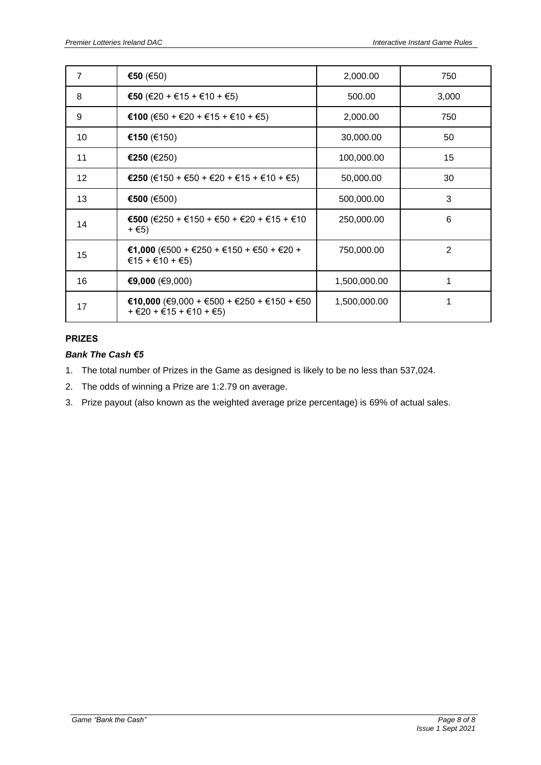| | | | |
|---|---|---|---|
| 7 | **€50** (€50) | 2,000.00 | 750 |
| 8 | **€50** (€20 + €15 + €10 + €5) | 500.00 | 3,000 |
| 9 | **€100** (€50 + €20 + €15 + €10 + €5) | 2,000.00 | 750 |
| 10 | **€150** (€150) | 30,000.00 | 50 |
| 11 | **€250** (€250) | 100,000.00 | 15 |
| 12 | **€250** (€150 + €50 + €20 + €15 + €10 + €5) | 50,000.00 | 30 |
| 13 | **€500** (€500) | 500,000.00 | 3 |
| 14 | **€500** (€250 + €150 + €50 + €20 + €15 + €10 + €5) | 250,000.00 | 6 |
| 15 | **€1,000** (€500 + €250 + €150 + €50 + €20 + €15 + €10 + €5) | 750,000.00 | 2 |
| 16 | **€9,000** (€9,000) | 1,500,000.00 | 1 |
| 17 | **€10,000** (€9,000 + €500 + €250 + €150 + €50 + €20 + €15 + €10 + €5) | 1,500,000.00 | 1 |

**PRIZES**

***Bank The Cash €5***

1. The total number of Prizes in the Game as designed is likely to be no less than 537,024.
2. The odds of winning a Prize are 1:2.79 on average.
3. Prize payout (also known as the weighted average prize percentage) is 69% of actual sales.